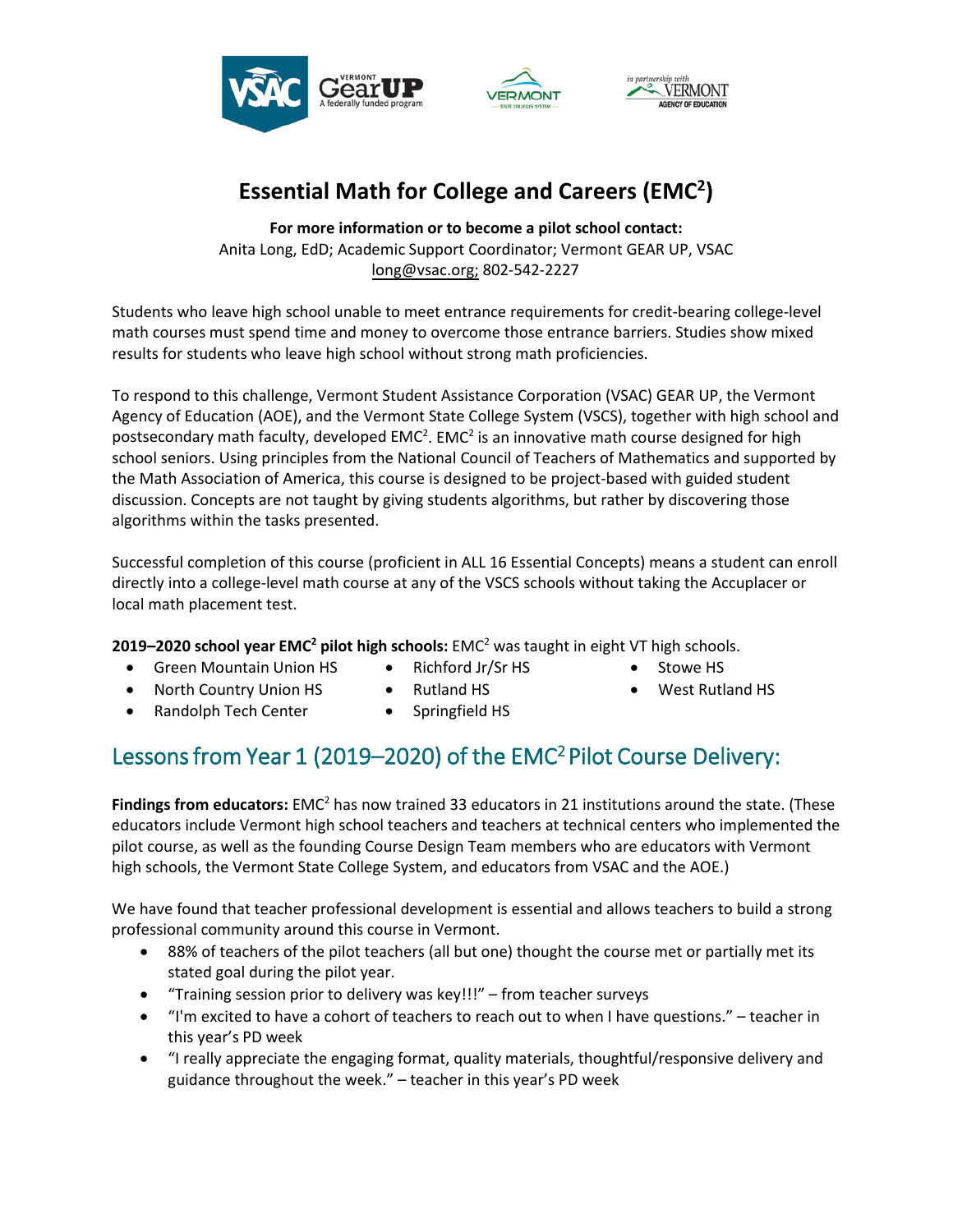# Essential Math for College and Careers (EMC$^2$)

**For more information or to become a pilot school contact:**
Anita Long, EdD; Academic Support Coordinator; Vermont GEAR UP, VSAC
long@vsac.org; 802-542-2227

Students who leave high school unable to meet entrance requirements for credit-bearing college-level math courses must spend time and money to overcome those entrance barriers. Studies show mixed results for students who leave high school without strong math proficiencies.

To respond to this challenge, Vermont Student Assistance Corporation (VSAC) GEAR UP, the Vermont Agency of Education (AOE), and the Vermont State College System (VSCS), together with high school and postsecondary math faculty, developed EMC$^2$. EMC$^2$ is an innovative math course designed for high school seniors. Using principles from the National Council of Teachers of Mathematics and supported by the Math Association of America, this course is designed to be project-based with guided student discussion. Concepts are not taught by giving students algorithms, but rather by discovering those algorithms within the tasks presented.

Successful completion of this course (proficient in ALL 16 Essential Concepts) means a student can enroll directly into a college-level math course at any of the VSCS schools without taking the Accuplacer or local math placement test.

**2019–2020 school year EMC$^2$ pilot high schools:** EMC$^2$ was taught in eight VT high schools.

- Green Mountain Union HS
- North Country Union HS
- Randolph Tech Center
- Richford Jr/Sr HS
- Rutland HS
- Springfield HS
- Stowe HS
- West Rutland HS

## Lessons from Year 1 (2019–2020) of the EMC$^2$ Pilot Course Delivery:

**Findings from educators:** EMC$^2$ has now trained 33 educators in 21 institutions around the state. (These educators include Vermont high school teachers and teachers at technical centers who implemented the pilot course, as well as the founding Course Design Team members who are educators with Vermont high schools, the Vermont State College System, and educators from VSAC and the AOE.)

We have found that teacher professional development is essential and allows teachers to build a strong professional community around this course in Vermont.

- 88% of teachers of the pilot teachers (all but one) thought the course met or partially met its stated goal during the pilot year.
- "Training session prior to delivery was key!!!" – from teacher surveys
- "I'm excited to have a cohort of teachers to reach out to when I have questions." – teacher in this year's PD week
- "I really appreciate the engaging format, quality materials, thoughtful/responsive delivery and guidance throughout the week." – teacher in this year's PD week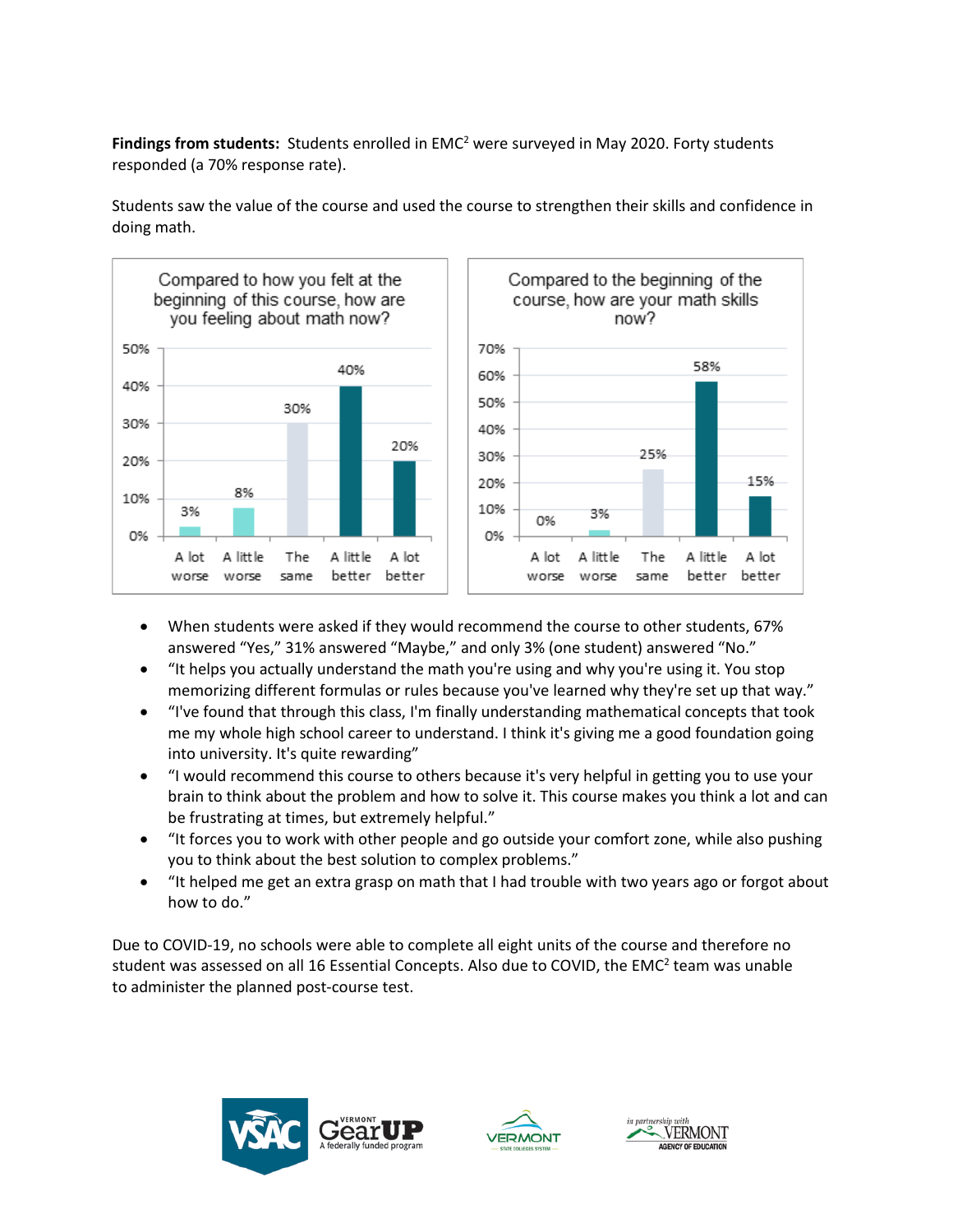**Findings from students:** Students enrolled in EMC$^2$ were surveyed in May 2020. Forty students responded (a 70% response rate).

Students saw the value of the course and used the course to strengthen their skills and confidence in doing math.

**Compared to how you felt at the beginning of this course, how are you feeling about math now?**

| A lot worse | A little worse | The same | A little better | A lot better |
|---|---|---|---|---|
| 3% | 8% | 30% | 40% | 20% |

**Compared to the beginning of the course, how are your math skills now?**

| A lot worse | A little worse | The same | A little better | A lot better |
|---|---|---|---|---|
| 0% | 3% | 25% | 58% | 15% |

- When students were asked if they would recommend the course to other students, 67% answered "Yes," 31% answered "Maybe," and only 3% (one student) answered "No."
- "It helps you actually understand the math you're using and why you're using it. You stop memorizing different formulas or rules because you've learned why they're set up that way."
- "I've found that through this class, I'm finally understanding mathematical concepts that took me my whole high school career to understand. I think it's giving me a good foundation going into university. It's quite rewarding"
- "I would recommend this course to others because it's very helpful in getting you to use your brain to think about the problem and how to solve it. This course makes you think a lot and can be frustrating at times, but extremely helpful."
- "It forces you to work with other people and go outside your comfort zone, while also pushing you to think about the best solution to complex problems."
- "It helped me get an extra grasp on math that I had trouble with two years ago or forgot about how to do."

Due to COVID-19, no schools were able to complete all eight units of the course and therefore no student was assessed on all 16 Essential Concepts. Also due to COVID, the EMC$^2$ team was unable to administer the planned post-course test.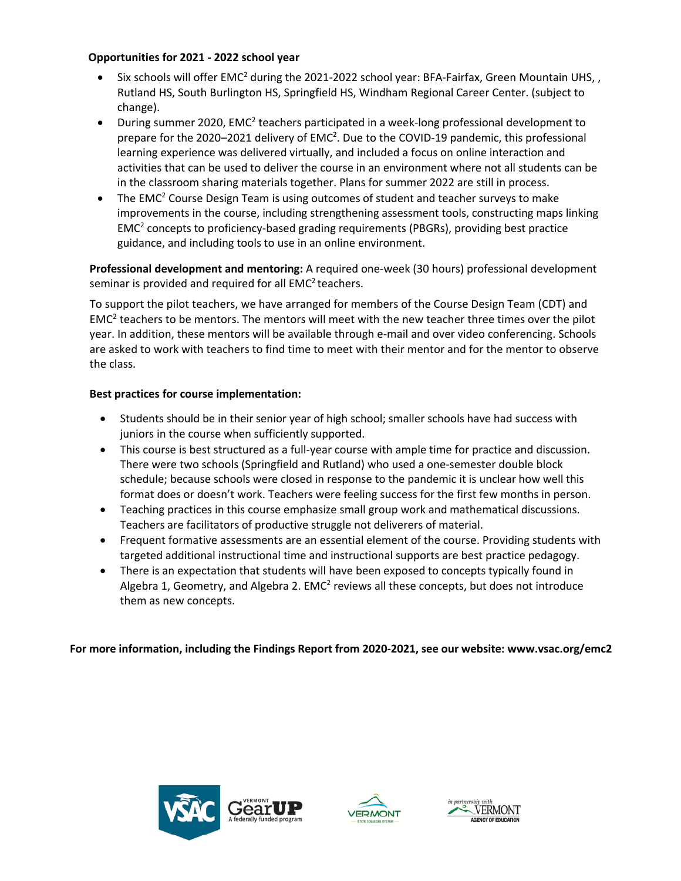**Opportunities for 2021 - 2022 school year**

- Six schools will offer EMC$^2$ during the 2021-2022 school year: BFA-Fairfax, Green Mountain UHS, , Rutland HS, South Burlington HS, Springfield HS, Windham Regional Career Center. (subject to change).
- During summer 2020, EMC$^2$ teachers participated in a week-long professional development to prepare for the 2020–2021 delivery of EMC$^2$. Due to the COVID-19 pandemic, this professional learning experience was delivered virtually, and included a focus on online interaction and activities that can be used to deliver the course in an environment where not all students can be in the classroom sharing materials together. Plans for summer 2022 are still in process.
- The EMC$^2$ Course Design Team is using outcomes of student and teacher surveys to make improvements in the course, including strengthening assessment tools, constructing maps linking EMC$^2$ concepts to proficiency-based grading requirements (PBGRs), providing best practice guidance, and including tools to use in an online environment.

**Professional development and mentoring:** A required one-week (30 hours) professional development seminar is provided and required for all EMC$^2$ teachers.

To support the pilot teachers, we have arranged for members of the Course Design Team (CDT) and EMC$^2$ teachers to be mentors. The mentors will meet with the new teacher three times over the pilot year. In addition, these mentors will be available through e-mail and over video conferencing. Schools are asked to work with teachers to find time to meet with their mentor and for the mentor to observe the class.

**Best practices for course implementation:**

- Students should be in their senior year of high school; smaller schools have had success with juniors in the course when sufficiently supported.
- This course is best structured as a full-year course with ample time for practice and discussion. There were two schools (Springfield and Rutland) who used a one-semester double block schedule; because schools were closed in response to the pandemic it is unclear how well this format does or doesn't work. Teachers were feeling success for the first few months in person.
- Teaching practices in this course emphasize small group work and mathematical discussions. Teachers are facilitators of productive struggle not deliverers of material.
- Frequent formative assessments are an essential element of the course. Providing students with targeted additional instructional time and instructional supports are best practice pedagogy.
- There is an expectation that students will have been exposed to concepts typically found in Algebra 1, Geometry, and Algebra 2. EMC$^2$ reviews all these concepts, but does not introduce them as new concepts.

**For more information, including the Findings Report from 2020-2021, see our website: www.vsac.org/emc2**

VSAC

VERMONT GearUP A federally funded program

VERMONT STATE COLLEGES SYSTEM

in partnership with VERMONT AGENCY OF EDUCATION